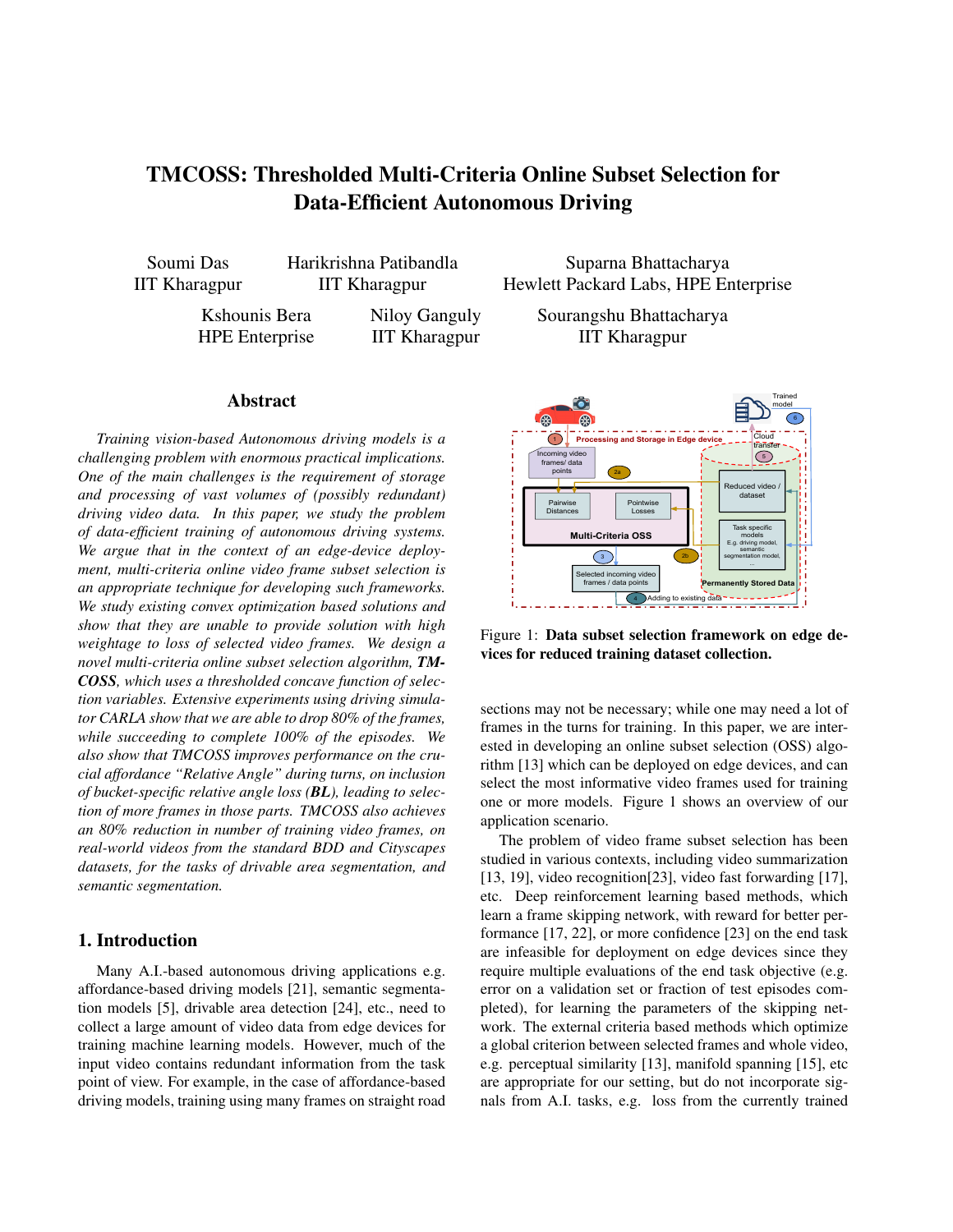# TMCOSS: Thresholded Multi-Criteria Online Subset Selection for Data-Efficient Autonomous Driving

Soumi Das
IIT Kharagpur

Harikrishna Patibandla
IIT Kharagpur

Suparna Bhattacharya
Hewlett Packard Labs, HPE Enterprise

Kshounis Bera
HPE Enterprise

Niloy Ganguly
IIT Kharagpur

Sourangshu Bhattacharya
IIT Kharagpur

## Abstract

*Training vision-based Autonomous driving models is a challenging problem with enormous practical implications. One of the main challenges is the requirement of storage and processing of vast volumes of (possibly redundant) driving video data. In this paper, we study the problem of data-efficient training of autonomous driving systems. We argue that in the context of an edge-device deployment, multi-criteria online video frame subset selection is an appropriate technique for developing such frameworks. We study existing convex optimization based solutions and show that they are unable to provide solution with high weightage to loss of selected video frames. We design a novel multi-criteria online subset selection algorithm, **TMCOSS**, which uses a thresholded concave function of selection variables. Extensive experiments using driving simulator CARLA show that we are able to drop 80% of the frames, while succeeding to complete 100% of the episodes. We also show that TMCOSS improves performance on the crucial affordance "Relative Angle" during turns, on inclusion of bucket-specific relative angle loss (**BL**), leading to selection of more frames in those parts. TMCOSS also achieves an 80% reduction in number of training video frames, on real-world videos from the standard BDD and Cityscapes datasets, for the tasks of drivable area segmentation, and semantic segmentation.*

## 1. Introduction

Many A.I.-based autonomous driving applications e.g. affordance-based driving models [21], semantic segmentation models [5], drivable area detection [24], etc., need to collect a large amount of video data from edge devices for training machine learning models. However, much of the input video contains redundant information from the task point of view. For example, in the case of affordance-based driving models, training using many frames on straight road sections may not be necessary; while one may need a lot of frames in the turns for training. In this paper, we are interested in developing an online subset selection (OSS) algorithm [13] which can be deployed on edge devices, and can select the most informative video frames used for training one or more models. Figure 1 shows an overview of our application scenario.

Figure 1: **Data subset selection framework on edge devices for reduced training dataset collection.**

The problem of video frame subset selection has been studied in various contexts, including video summarization [13, 19], video recognition[23], video fast forwarding [17], etc. Deep reinforcement learning based methods, which learn a frame skipping network, with reward for better performance [17, 22], or more confidence [23] on the end task are infeasible for deployment on edge devices since they require multiple evaluations of the end task objective (e.g. error on a validation set or fraction of test episodes completed), for learning the parameters of the skipping network. The external criteria based methods which optimize a global criterion between selected frames and whole video, e.g. perceptual similarity [13], manifold spanning [15], etc are appropriate for our setting, but do not incorporate signals from A.I. tasks, e.g. loss from the currently trained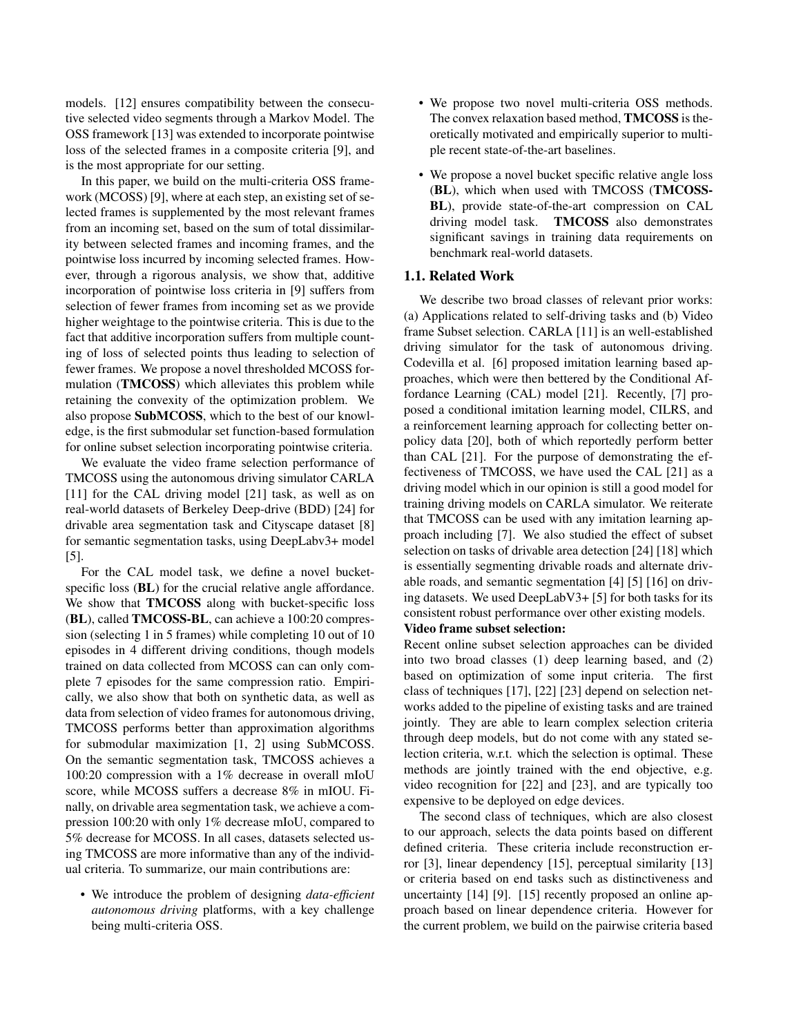models. [12] ensures compatibility between the consecutive selected video segments through a Markov Model. The OSS framework [13] was extended to incorporate pointwise loss of the selected frames in a composite criteria [9], and is the most appropriate for our setting.

In this paper, we build on the multi-criteria OSS framework (MCOSS) [9], where at each step, an existing set of selected frames is supplemented by the most relevant frames from an incoming set, based on the sum of total dissimilarity between selected frames and incoming frames, and the pointwise loss incurred by incoming selected frames. However, through a rigorous analysis, we show that, additive incorporation of pointwise loss criteria in [9] suffers from selection of fewer frames from incoming set as we provide higher weightage to the pointwise criteria. This is due to the fact that additive incorporation suffers from multiple counting of loss of selected points thus leading to selection of fewer frames. We propose a novel thresholded MCOSS formulation (**TMCOSS**) which alleviates this problem while retaining the convexity of the optimization problem. We also propose **SubMCOSS**, which to the best of our knowledge, is the first submodular set function-based formulation for online subset selection incorporating pointwise criteria.

We evaluate the video frame selection performance of TMCOSS using the autonomous driving simulator CARLA [11] for the CAL driving model [21] task, as well as on real-world datasets of Berkeley Deep-drive (BDD) [24] for drivable area segmentation task and Cityscape dataset [8] for semantic segmentation tasks, using DeepLabv3+ model [5].

For the CAL model task, we define a novel bucket-specific loss (**BL**) for the crucial relative angle affordance. We show that **TMCOSS** along with bucket-specific loss (**BL**), called **TMCOSS-BL**, can achieve a 100:20 compression (selecting 1 in 5 frames) while completing 10 out of 10 episodes in 4 different driving conditions, though models trained on data collected from MCOSS can can only complete 7 episodes for the same compression ratio. Empirically, we also show that both on synthetic data, as well as data from selection of video frames for autonomous driving, TMCOSS performs better than approximation algorithms for submodular maximization [1, 2] using SubMCOSS. On the semantic segmentation task, TMCOSS achieves a 100:20 compression with a 1% decrease in overall mIoU score, while MCOSS suffers a decrease 8% in mIOU. Finally, on drivable area segmentation task, we achieve a compression 100:20 with only 1% decrease mIoU, compared to 5% decrease for MCOSS. In all cases, datasets selected using TMCOSS are more informative than any of the individual criteria. To summarize, our main contributions are:

- We introduce the problem of designing *data-efficient autonomous driving* platforms, with a key challenge being multi-criteria OSS.
- We propose two novel multi-criteria OSS methods. The convex relaxation based method, **TMCOSS** is theoretically motivated and empirically superior to multiple recent state-of-the-art baselines.
- We propose a novel bucket specific relative angle loss (**BL**), which when used with TMCOSS (**TMCOSS-BL**), provide state-of-the-art compression on CAL driving model task. **TMCOSS** also demonstrates significant savings in training data requirements on benchmark real-world datasets.

## 1.1. Related Work

We describe two broad classes of relevant prior works: (a) Applications related to self-driving tasks and (b) Video frame Subset selection. CARLA [11] is an well-established driving simulator for the task of autonomous driving. Codevilla et al. [6] proposed imitation learning based approaches, which were then bettered by the Conditional Affordance Learning (CAL) model [21]. Recently, [7] proposed a conditional imitation learning model, CILRS, and a reinforcement learning approach for collecting better on-policy data [20], both of which reportedly perform better than CAL [21]. For the purpose of demonstrating the effectiveness of TMCOSS, we have used the CAL [21] as a driving model which in our opinion is still a good model for training driving models on CARLA simulator. We reiterate that TMCOSS can be used with any imitation learning approach including [7]. We also studied the effect of subset selection on tasks of drivable area detection [24] [18] which is essentially segmenting drivable roads and alternate drivable roads, and semantic segmentation [4] [5] [16] on driving datasets. We used DeepLabV3+ [5] for both tasks for its consistent robust performance over other existing models.

**Video frame subset selection:**

Recent online subset selection approaches can be divided into two broad classes (1) deep learning based, and (2) based on optimization of some input criteria. The first class of techniques [17], [22] [23] depend on selection networks added to the pipeline of existing tasks and are trained jointly. They are able to learn complex selection criteria through deep models, but do not come with any stated selection criteria, w.r.t. which the selection is optimal. These methods are jointly trained with the end objective, e.g. video recognition for [22] and [23], and are typically too expensive to be deployed on edge devices.

The second class of techniques, which are also closest to our approach, selects the data points based on different defined criteria. These criteria include reconstruction error [3], linear dependency [15], perceptual similarity [13] or criteria based on end tasks such as distinctiveness and uncertainty [14] [9]. [15] recently proposed an online approach based on linear dependence criteria. However for the current problem, we build on the pairwise criteria based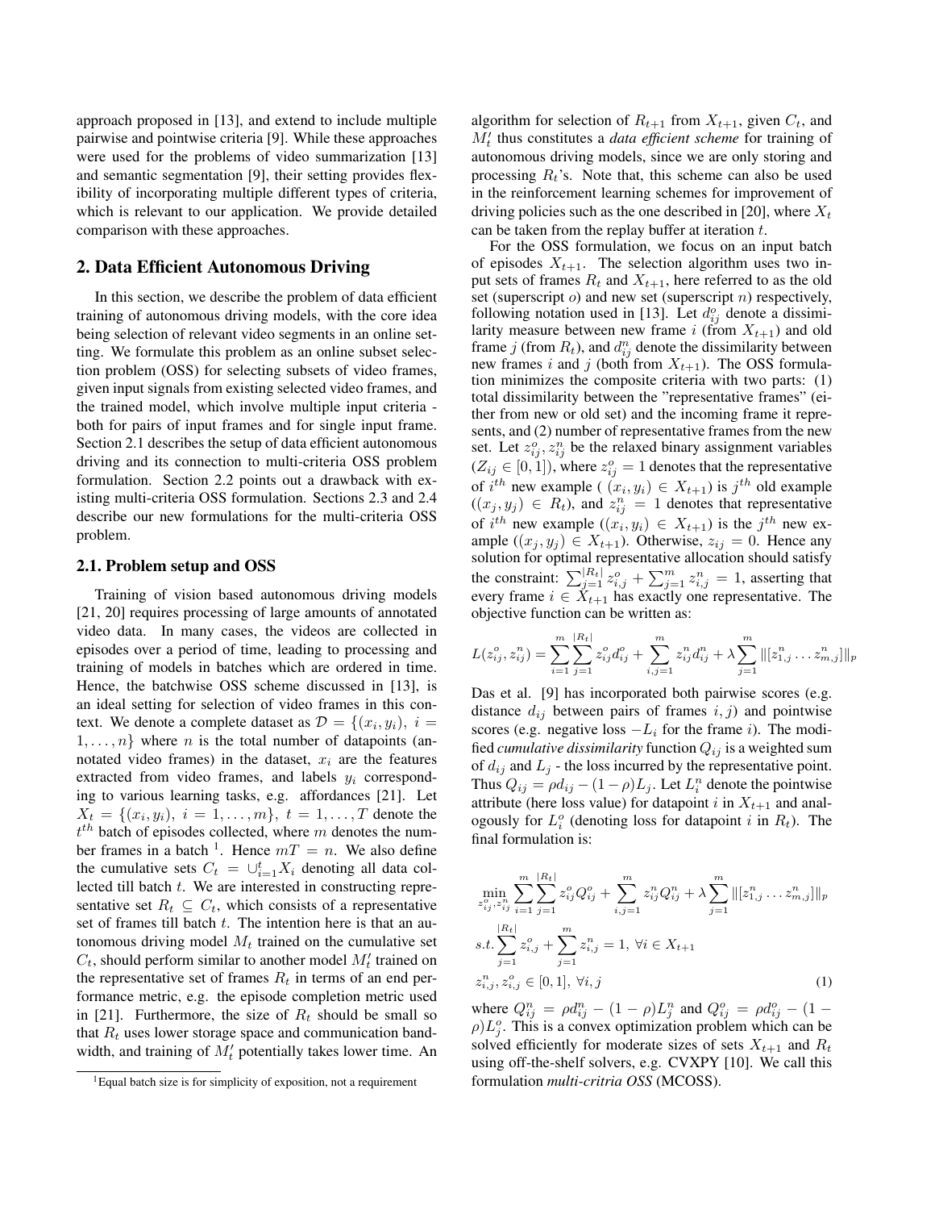approach proposed in [13], and extend to include multiple pairwise and pointwise criteria [9]. While these approaches were used for the problems of video summarization [13] and semantic segmentation [9], their setting provides flexibility of incorporating multiple different types of criteria, which is relevant to our application. We provide detailed comparison with these approaches.

## 2. Data Efficient Autonomous Driving

In this section, we describe the problem of data efficient training of autonomous driving models, with the core idea being selection of relevant video segments in an online setting. We formulate this problem as an online subset selection problem (OSS) for selecting subsets of video frames, given input signals from existing selected video frames, and the trained model, which involve multiple input criteria - both for pairs of input frames and for single input frame. Section 2.1 describes the setup of data efficient autonomous driving and its connection to multi-criteria OSS problem formulation. Section 2.2 points out a drawback with existing multi-criteria OSS formulation. Sections 2.3 and 2.4 describe our new formulations for the multi-criteria OSS problem.

### 2.1. Problem setup and OSS

Training of vision based autonomous driving models [21, 20] requires processing of large amounts of annotated video data. In many cases, the videos are collected in episodes over a period of time, leading to processing and training of models in batches which are ordered in time. Hence, the batchwise OSS scheme discussed in [13], is an ideal setting for selection of video frames in this context. We denote a complete dataset as $\mathcal{D} = \{(x_i, y_i),\ i = 1, \dots, n\}$ where $n$ is the total number of datapoints (annotated video frames) in the dataset, $x_i$ are the features extracted from video frames, and labels $y_i$ corresponding to various learning tasks, e.g. affordances [21]. Let $X_t = \{(x_i, y_i),\ i = 1, \dots, m\},\ t = 1, \dots, T$ denote the $t^{th}$ batch of episodes collected, where $m$ denotes the number frames in a batch [1]. Hence $mT = n$. We also define the cumulative sets $C_t = \cup_{i=1}^{t} X_i$ denoting all data collected till batch $t$. We are interested in constructing representative set $R_t \subseteq C_t$, which consists of a representative set of frames till batch $t$. The intention here is that an autonomous driving model $M_t$ trained on the cumulative set $C_t$, should perform similar to another model $M'_t$ trained on the representative set of frames $R_t$ in terms of an end performance metric, e.g. the episode completion metric used in [21]. Furthermore, the size of $R_t$ should be small so that $R_t$ uses lower storage space and communication bandwidth, and training of $M'_t$ potentially takes lower time. An algorithm for selection of $R_{t+1}$ from $X_{t+1}$, given $C_t$, and $M'_t$ thus constitutes a *data efficient scheme* for training of autonomous driving models, since we are only storing and processing $R_t$'s. Note that, this scheme can also be used in the reinforcement learning schemes for improvement of driving policies such as the one described in [20], where $X_t$ can be taken from the replay buffer at iteration $t$.

For the OSS formulation, we focus on an input batch of episodes $X_{t+1}$. The selection algorithm uses two input sets of frames $R_t$ and $X_{t+1}$, here referred to as the old set (superscript $o$) and new set (superscript $n$) respectively, following notation used in [13]. Let $d^o_{ij}$ denote a dissimilarity measure between new frame $i$ (from $X_{t+1}$) and old frame $j$ (from $R_t$), and $d^n_{ij}$ denote the dissimilarity between new frames $i$ and $j$ (both from $X_{t+1}$). The OSS formulation minimizes the composite criteria with two parts: (1) total dissimilarity between the "representative frames" (either from new or old set) and the incoming frame it represents, and (2) number of representative frames from the new set. Let $z^o_{ij}, z^n_{ij}$ be the relaxed binary assignment variables ($Z_{ij} \in [0, 1]$), where $z^o_{ij} = 1$ denotes that the representative of $i^{th}$ new example ( $(x_i, y_i) \in X_{t+1}$) is $j^{th}$ old example ($(x_j, y_j) \in R_t$), and $z^n_{ij} = 1$ denotes that representative of $i^{th}$ new example ($(x_i, y_i) \in X_{t+1}$) is the $j^{th}$ new example ($(x_j, y_j) \in X_{t+1}$). Otherwise, $z_{ij} = 0$. Hence any solution for optimal representative allocation should satisfy the constraint: $\sum_{j=1}^{|R_t|} z^o_{i,j} + \sum_{j=1}^{m} z^n_{i,j} = 1$, asserting that every frame $i \in X_{t+1}$ has exactly one representative. The objective function can be written as:

$$L(z^o_{ij}, z^n_{ij}) = \sum_{i=1}^{m}\sum_{j=1}^{|R_t|} z^o_{ij} d^o_{ij} + \sum_{i,j=1}^{m} z^n_{ij} d^n_{ij} + \lambda \sum_{j=1}^{m} \|[z^n_{1,j} \dots z^n_{m,j}]\|_p$$

Das et al. [9] has incorporated both pairwise scores (e.g. distance $d_{ij}$ between pairs of frames $i, j$) and pointwise scores (e.g. negative loss $-L_i$ for the frame $i$). The modified *cumulative dissimilarity* function $Q_{ij}$ is a weighted sum of $d_{ij}$ and $L_j$ - the loss incurred by the representative point. Thus $Q_{ij} = \rho d_{ij} - (1 - \rho) L_j$. Let $L^n_i$ denote the pointwise attribute (here loss value) for datapoint $i$ in $X_{t+1}$ and analogously for $L^o_i$ (denoting loss for datapoint $i$ in $R_t$). The final formulation is:

$$\begin{aligned}
&\min_{z^o_{ij}, z^n_{ij}} \sum_{i=1}^{m}\sum_{j=1}^{|R_t|} z^o_{ij} Q^o_{ij} + \sum_{i,j=1}^{m} z^n_{ij} Q^n_{ij} + \lambda \sum_{j=1}^{m} \|[z^n_{1,j} \dots z^n_{m,j}]\|_p \\
&s.t. \sum_{j=1}^{|R_t|} z^o_{i,j} + \sum_{j=1}^{m} z^n_{i,j} = 1,\ \forall i \in X_{t+1} \\
&z^n_{i,j}, z^o_{i,j} \in [0, 1],\ \forall i, j \qquad (1)
\end{aligned}$$

where $Q^n_{ij} = \rho d^n_{ij} - (1 - \rho) L^n_j$ and $Q^o_{ij} = \rho d^o_{ij} - (1 - \rho) L^o_j$. This is a convex optimization problem which can be solved efficiently for moderate sizes of sets $X_{t+1}$ and $R_t$ using off-the-shelf solvers, e.g. CVXPY [10]. We call this formulation *multi-critria OSS* (MCOSS).

[1] Equal batch size is for simplicity of exposition, not a requirement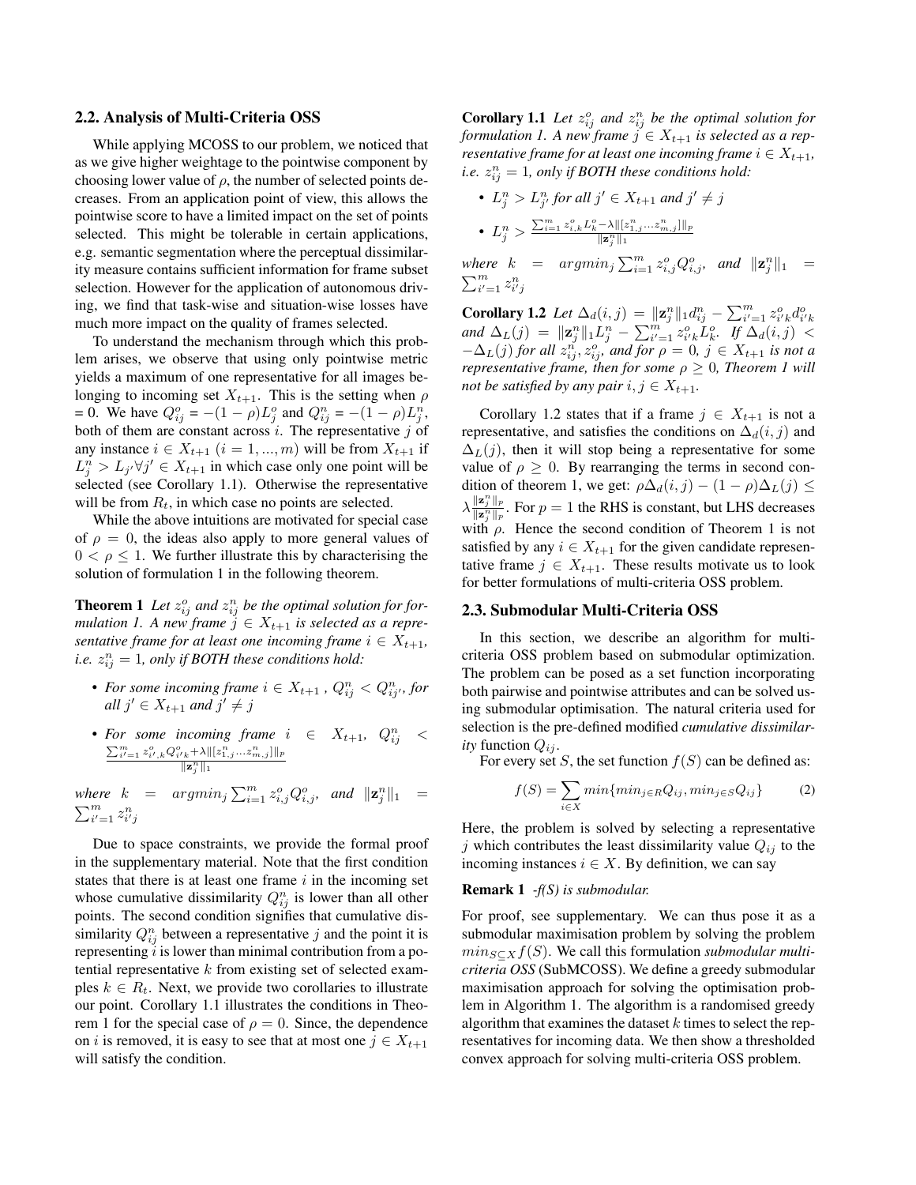### 2.2. Analysis of Multi-Criteria OSS

While applying MCOSS to our problem, we noticed that as we give higher weightage to the pointwise component by choosing lower value of $\rho$, the number of selected points decreases. From an application point of view, this allows the pointwise score to have a limited impact on the set of points selected. This might be tolerable in certain applications, e.g. semantic segmentation where the perceptual dissimilarity measure contains sufficient information for frame subset selection. However for the application of autonomous driving, we find that task-wise and situation-wise losses have much more impact on the quality of frames selected.

To understand the mechanism through which this problem arises, we observe that using only pointwise metric yields a maximum of one representative for all images belonging to incoming set $X_{t+1}$. This is the setting when $\rho$ = 0. We have $Q^o_{ij} = -(1-\rho)L^o_j$ and $Q^n_{ij} = -(1-\rho)L^n_j$, both of them are constant across $i$. The representative $j$ of any instance $i \in X_{t+1}$ $(i = 1, ..., m)$ will be from $X_{t+1}$ if $L^n_j > L_{j'} \forall j' \in X_{t+1}$ in which case only one point will be selected (see Corollary 1.1). Otherwise the representative will be from $R_t$, in which case no points are selected.

While the above intuitions are motivated for special case of $\rho = 0$, the ideas also apply to more general values of $0 < \rho \leq 1$. We further illustrate this by characterising the solution of formulation 1 in the following theorem.

**Theorem 1** *Let $z^o_{ij}$ and $z^n_{ij}$ be the optimal solution for formulation 1. A new frame $j \in X_{t+1}$ is selected as a representative frame for at least one incoming frame $i \in X_{t+1}$, i.e. $z^n_{ij} = 1$, only if BOTH these conditions hold:*

- *For some incoming frame $i \in X_{t+1}$ , $Q^n_{ij} < Q^n_{ij'}$, for all $j' \in X_{t+1}$ and $j' \neq j$*
- *For some incoming frame $i \in X_{t+1}$, $Q^n_{ij} < \frac{\sum_{i'=1}^{m} z^o_{i',k} Q^o_{i'k} + \lambda \|[z^n_{1,j} \ldots z^n_{m,j}]\|_p}{\|\mathbf{z}^n_j\|_1}$*

*where $k = argmin_j \sum_{i=1}^{m} z^o_{i,j} Q^o_{i,j}$, and $\|\mathbf{z}^n_j\|_1 = \sum_{i'=1}^{m} z^n_{i'j}$*

Due to space constraints, we provide the formal proof in the supplementary material. Note that the first condition states that there is at least one frame $i$ in the incoming set whose cumulative dissimilarity $Q^n_{ij}$ is lower than all other points. The second condition signifies that cumulative dissimilarity $Q^n_{ij}$ between a representative $j$ and the point it is representing $i$ is lower than minimal contribution from a potential representative $k$ from existing set of selected examples $k \in R_t$. Next, we provide two corollaries to illustrate our point. Corollary 1.1 illustrates the conditions in Theorem 1 for the special case of $\rho = 0$. Since, the dependence on $i$ is removed, it is easy to see that at most one $j \in X_{t+1}$ will satisfy the condition.

**Corollary 1.1** *Let $z^o_{ij}$ and $z^n_{ij}$ be the optimal solution for formulation 1. A new frame $j \in X_{t+1}$ is selected as a representative frame for at least one incoming frame $i \in X_{t+1}$, i.e. $z^n_{ij} = 1$, only if BOTH these conditions hold:*

- *$L^n_j > L^n_{j'}$ for all $j' \in X_{t+1}$ and $j' \neq j$*
- *$L^n_j > \frac{\sum_{i=1}^{m} z^o_{i,k} L^o_k - \lambda \|[z^n_{1,j} \ldots z^n_{m,j}]\|_p}{\|\mathbf{z}^n_j\|_1}$*

*where $k = argmin_j \sum_{i=1}^{m} z^o_{i,j} Q^o_{i,j}$, and $\|\mathbf{z}^n_j\|_1 = \sum_{i'=1}^{m} z^n_{i'j}$*

**Corollary 1.2** *Let $\Delta_d(i,j) = \|\mathbf{z}^n_j\|_1 d^n_{ij} - \sum_{i'=1}^{m} z^o_{i'k} d^o_{i'k}$ and $\Delta_L(j) = \|\mathbf{z}^n_j\|_1 L^n_j - \sum_{i'=1}^{m} z^o_{i'k} L^o_k$. If $\Delta_d(i,j) < -\Delta_L(j)$ for all $z^n_{ij}, z^o_{ij}$, and for $\rho = 0$, $j \in X_{t+1}$ is not a representative frame, then for some $\rho \geq 0$, Theorem 1 will not be satisfied by any pair $i, j \in X_{t+1}$.*

Corollary 1.2 states that if a frame $j \in X_{t+1}$ is not a representative, and satisfies the conditions on $\Delta_d(i,j)$ and $\Delta_L(j)$, then it will stop being a representative for some value of $\rho \geq 0$. By rearranging the terms in second condition of theorem 1, we get: $\rho\Delta_d(i,j) - (1-\rho)\Delta_L(j) \leq \lambda \frac{\|\mathbf{z}^n_j\|_p}{\|\mathbf{z}^n_j\|_p}$. For $p = 1$ the RHS is constant, but LHS decreases with $\rho$. Hence the second condition of Theorem 1 is not satisfied by any $i \in X_{t+1}$ for the given candidate representative frame $j \in X_{t+1}$. These results motivate us to look for better formulations of multi-criteria OSS problem.

### 2.3. Submodular Multi-Criteria OSS

In this section, we describe an algorithm for multi-criteria OSS problem based on submodular optimization. The problem can be posed as a set function incorporating both pairwise and pointwise attributes and can be solved using submodular optimisation. The natural criteria used for selection is the pre-defined modified *cumulative dissimilarity* function $Q_{ij}$.

For every set $S$, the set function $f(S)$ can be defined as:

$$f(S) = \sum_{i \in X} min\{min_{j \in R} Q_{ij}, min_{j \in S} Q_{ij}\} \tag{2}$$

Here, the problem is solved by selecting a representative $j$ which contributes the least dissimilarity value $Q_{ij}$ to the incoming instances $i \in X$. By definition, we can say

**Remark 1** *-f(S) is submodular.*

For proof, see supplementary. We can thus pose it as a submodular maximisation problem by solving the problem $min_{S \subseteq X} f(S)$. We call this formulation *submodular multi-criteria OSS* (SubMCOSS). We define a greedy submodular maximisation approach for solving the optimisation problem in Algorithm 1. The algorithm is a randomised greedy algorithm that examines the dataset $k$ times to select the representatives for incoming data. We then show a thresholded convex approach for solving multi-criteria OSS problem.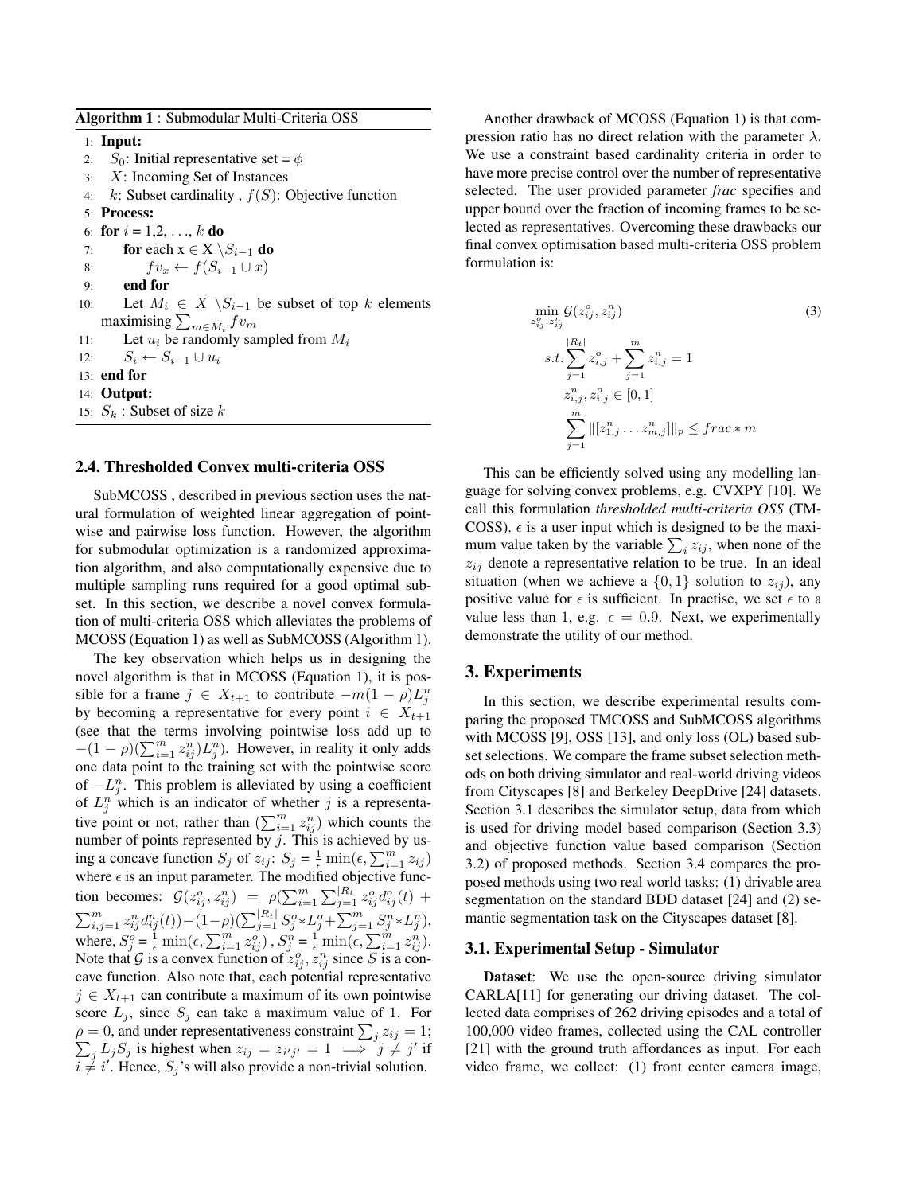**Algorithm 1** : Submodular Multi-Criteria OSS

```
1:  Input:
2:    S_0: Initial representative set = φ
3:    X: Incoming Set of Instances
4:    k: Subset cardinality , f(S): Objective function
5:  Process:
6:  for i = 1,2, . . ., k do
7:      for each x ∈ X \S_{i−1} do
8:          fv_x ← f(S_{i−1} ∪ x)
9:      end for
10:     Let M_i ∈ X \S_{i−1} be subset of top k elements
        maximising Σ_{m∈M_i} fv_m
11:     Let u_i be randomly sampled from M_i
12:     S_i ← S_{i−1} ∪ u_i
13: end for
14: Output:
15:   S_k : Subset of size k
```

## 2.4. Thresholded Convex multi-criteria OSS

SubMCOSS , described in previous section uses the natural formulation of weighted linear aggregation of point-wise and pairwise loss function. However, the algorithm for submodular optimization is a randomized approximation algorithm, and also computationally expensive due to multiple sampling runs required for a good optimal subset. In this section, we describe a novel convex formulation of multi-criteria OSS which alleviates the problems of MCOSS (Equation 1) as well as SubMCOSS (Algorithm 1).

The key observation which helps us in designing the novel algorithm is that in MCOSS (Equation 1), it is possible for a frame $j \in X_{t+1}$ to contribute $-m(1-\rho)L_j^n$ by becoming a representative for every point $i \in X_{t+1}$ (see that the terms involving pointwise loss add up to $-(1-\rho)(\sum_{i=1}^m z_{ij}^n)L_j^n$). However, in reality it only adds one data point to the training set with the pointwise score of $-L_j^n$. This problem is alleviated by using a coefficient of $L_j^n$ which is an indicator of whether $j$ is a representative point or not, rather than $(\sum_{i=1}^m z_{ij}^n)$ which counts the number of points represented by $j$. This is achieved by using a concave function $S_j$ of $z_{ij}$: $S_j = \frac{1}{\epsilon}\min(\epsilon, \sum_{i=1}^m z_{ij})$ where $\epsilon$ is an input parameter. The modified objective function becomes: $\mathcal{G}(z_{ij}^o, z_{ij}^n) = \rho(\sum_{i=1}^m \sum_{j=1}^{|R_t|} z_{ij}^o d_{ij}^o(t) + \sum_{i,j=1}^m z_{ij}^n d_{ij}^n(t)) - (1-\rho)(\sum_{j=1}^{|R_t|} S_j^o * L_j^o + \sum_{j=1}^m S_j^n * L_j^n)$, where, $S_j^o = \frac{1}{\epsilon}\min(\epsilon, \sum_{i=1}^m z_{ij}^o)$ , $S_j^n = \frac{1}{\epsilon}\min(\epsilon, \sum_{i=1}^m z_{ij}^n)$. Note that $\mathcal{G}$ is a convex function of $z_{ij}^o, z_{ij}^n$ since $S$ is a concave function. Also note that, each potential representative $j \in X_{t+1}$ can contribute a maximum of its own pointwise score $L_j$, since $S_j$ can take a maximum value of 1. For $\rho = 0$, and under representativeness constraint $\sum_j z_{ij} = 1$; $\sum_j L_j S_j$ is highest when $z_{ij} = z_{i'j'} = 1 \implies j \neq j'$ if $i \neq i'$. Hence, $S_j$'s will also provide a non-trivial solution.

Another drawback of MCOSS (Equation 1) is that compression ratio has no direct relation with the parameter $\lambda$. We use a constraint based cardinality criteria in order to have more precise control over the number of representative selected. The user provided parameter *frac* specifies and upper bound over the fraction of incoming frames to be selected as representatives. Overcoming these drawbacks our final convex optimisation based multi-criteria OSS problem formulation is:

$$
\begin{aligned}
\min_{z_{ij}^o, z_{ij}^n} \; & \mathcal{G}(z_{ij}^o, z_{ij}^n) \qquad (3) \\
s.t. \; & \sum_{j=1}^{|R_t|} z_{i,j}^o + \sum_{j=1}^{m} z_{i,j}^n = 1 \\
& z_{i,j}^n, z_{i,j}^o \in [0,1] \\
& \sum_{j=1}^{m} \|[z_{1,j}^n \dots z_{m,j}^n]\|_p \leq frac * m
\end{aligned}
$$

This can be efficiently solved using any modelling language for solving convex problems, e.g. CVXPY [10]. We call this formulation *thresholded multi-criteria OSS* (TMCOSS). $\epsilon$ is a user input which is designed to be the maximum value taken by the variable $\sum_i z_{ij}$, when none of the $z_{ij}$ denote a representative relation to be true. In an ideal situation (when we achieve a $\{0,1\}$ solution to $z_{ij}$), any positive value for $\epsilon$ is sufficient. In practise, we set $\epsilon$ to a value less than 1, e.g. $\epsilon = 0.9$. Next, we experimentally demonstrate the utility of our method.

# 3. Experiments

In this section, we describe experimental results comparing the proposed TMCOSS and SubMCOSS algorithms with MCOSS [9], OSS [13], and only loss (OL) based subset selections. We compare the frame subset selection methods on both driving simulator and real-world driving videos from Cityscapes [8] and Berkeley DeepDrive [24] datasets. Section 3.1 describes the simulator setup, data from which is used for driving model based comparison (Section 3.3) and objective function value based comparison (Section 3.2) of proposed methods. Section 3.4 compares the proposed methods using two real world tasks: (1) drivable area segmentation on the standard BDD dataset [24] and (2) semantic segmentation task on the Cityscapes dataset [8].

## 3.1. Experimental Setup - Simulator

**Dataset**: We use the open-source driving simulator CARLA[11] for generating our driving dataset. The collected data comprises of 262 driving episodes and a total of 100,000 video frames, collected using the CAL controller [21] with the ground truth affordances as input. For each video frame, we collect: (1) front center camera image,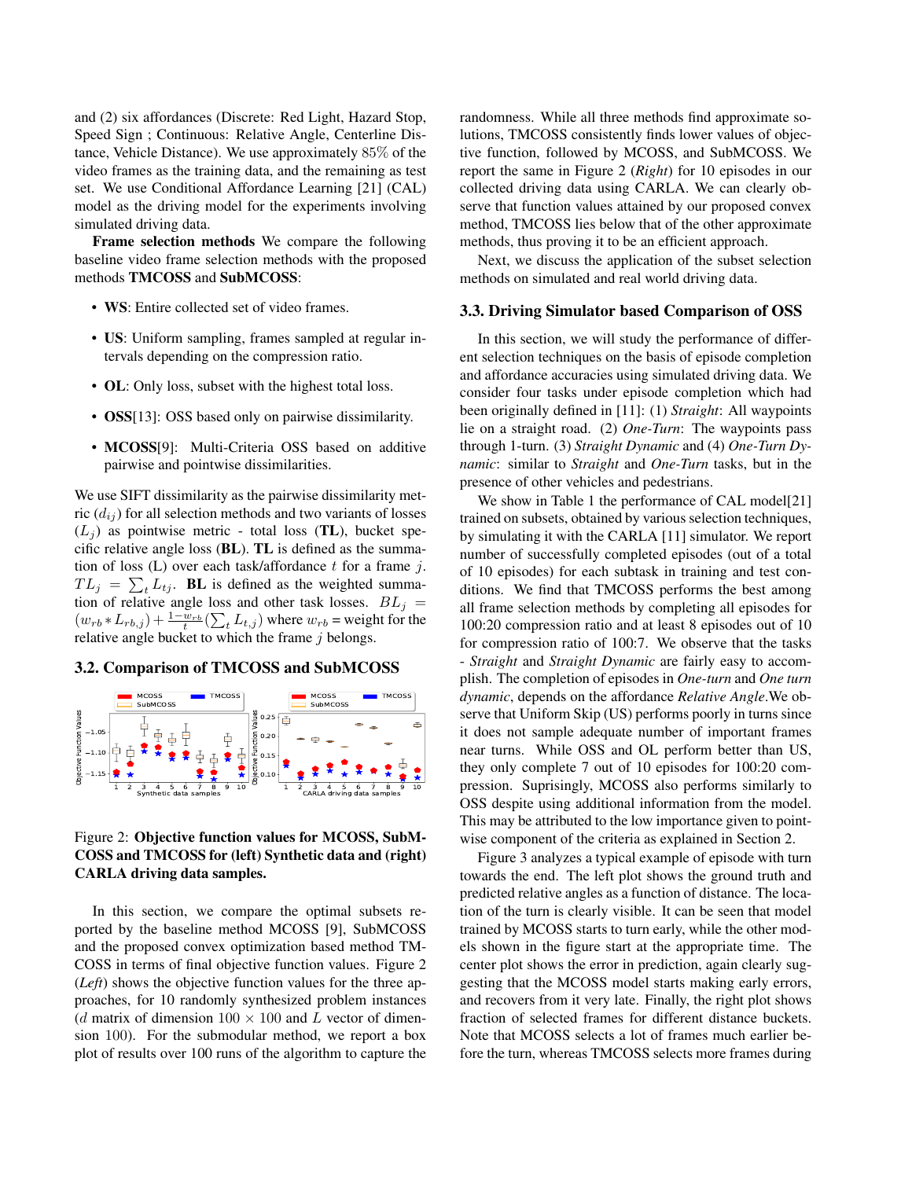and (2) six affordances (Discrete: Red Light, Hazard Stop, Speed Sign ; Continuous: Relative Angle, Centerline Distance, Vehicle Distance). We use approximately 85% of the video frames as the training data, and the remaining as test set. We use Conditional Affordance Learning [21] (CAL) model as the driving model for the experiments involving simulated driving data.

**Frame selection methods** We compare the following baseline video frame selection methods with the proposed methods **TMCOSS** and **SubMCOSS**:

- **WS**: Entire collected set of video frames.
- **US**: Uniform sampling, frames sampled at regular intervals depending on the compression ratio.
- **OL**: Only loss, subset with the highest total loss.
- **OSS**[13]: OSS based only on pairwise dissimilarity.
- **MCOSS**[9]: Multi-Criteria OSS based on additive pairwise and pointwise dissimilarities.

We use SIFT dissimilarity as the pairwise dissimilarity metric ($d_{ij}$) for all selection methods and two variants of losses ($L_j$) as pointwise metric - total loss (**TL**), bucket specific relative angle loss (**BL**). **TL** is defined as the summation of loss (L) over each task/affordance $t$ for a frame $j$. $TL_j = \sum_t L_{tj}$. **BL** is defined as the weighted summation of relative angle loss and other task losses. $BL_j = (w_{rb} * L_{rb,j}) + \frac{1-w_{rb}}{t}(\sum_t L_{t,j})$ where $w_{rb}$ = weight for the relative angle bucket to which the frame $j$ belongs.

### 3.2. Comparison of TMCOSS and SubMCOSS

Figure 2: **Objective function values for MCOSS, SubMCOSS and TMCOSS for (left) Synthetic data and (right) CARLA driving data samples.**

In this section, we compare the optimal subsets reported by the baseline method MCOSS [9], SubMCOSS and the proposed convex optimization based method TMCOSS in terms of final objective function values. Figure 2 (*Left*) shows the objective function values for the three approaches, for 10 randomly synthesized problem instances ($d$ matrix of dimension $100 \times 100$ and $L$ vector of dimension 100). For the submodular method, we report a box plot of results over 100 runs of the algorithm to capture the randomness. While all three methods find approximate solutions, TMCOSS consistently finds lower values of objective function, followed by MCOSS, and SubMCOSS. We report the same in Figure 2 (*Right*) for 10 episodes in our collected driving data using CARLA. We can clearly observe that function values attained by our proposed convex method, TMCOSS lies below that of the other approximate methods, thus proving it to be an efficient approach.

Next, we discuss the application of the subset selection methods on simulated and real world driving data.

### 3.3. Driving Simulator based Comparison of OSS

In this section, we will study the performance of different selection techniques on the basis of episode completion and affordance accuracies using simulated driving data. We consider four tasks under episode completion which had been originally defined in [11]: (1) *Straight*: All waypoints lie on a straight road. (2) *One-Turn*: The waypoints pass through 1-turn. (3) *Straight Dynamic* and (4) *One-Turn Dynamic*: similar to *Straight* and *One-Turn* tasks, but in the presence of other vehicles and pedestrians.

We show in Table 1 the performance of CAL model[21] trained on subsets, obtained by various selection techniques, by simulating it with the CARLA [11] simulator. We report number of successfully completed episodes (out of a total of 10 episodes) for each subtask in training and test conditions. We find that TMCOSS performs the best among all frame selection methods by completing all episodes for 100:20 compression ratio and at least 8 episodes out of 10 for compression ratio of 100:7. We observe that the tasks - *Straight* and *Straight Dynamic* are fairly easy to accomplish. The completion of episodes in *One-turn* and *One turn dynamic*, depends on the affordance *Relative Angle*.We observe that Uniform Skip (US) performs poorly in turns since it does not sample adequate number of important frames near turns. While OSS and OL perform better than US, they only complete 7 out of 10 episodes for 100:20 compression. Suprisingly, MCOSS also performs similarly to OSS despite using additional information from the model. This may be attributed to the low importance given to pointwise component of the criteria as explained in Section 2.

Figure 3 analyzes a typical example of episode with turn towards the end. The left plot shows the ground truth and predicted relative angles as a function of distance. The location of the turn is clearly visible. It can be seen that model trained by MCOSS starts to turn early, while the other models shown in the figure start at the appropriate time. The center plot shows the error in prediction, again clearly suggesting that the MCOSS model starts making early errors, and recovers from it very late. Finally, the right plot shows fraction of selected frames for different distance buckets. Note that MCOSS selects a lot of frames much earlier before the turn, whereas TMCOSS selects more frames during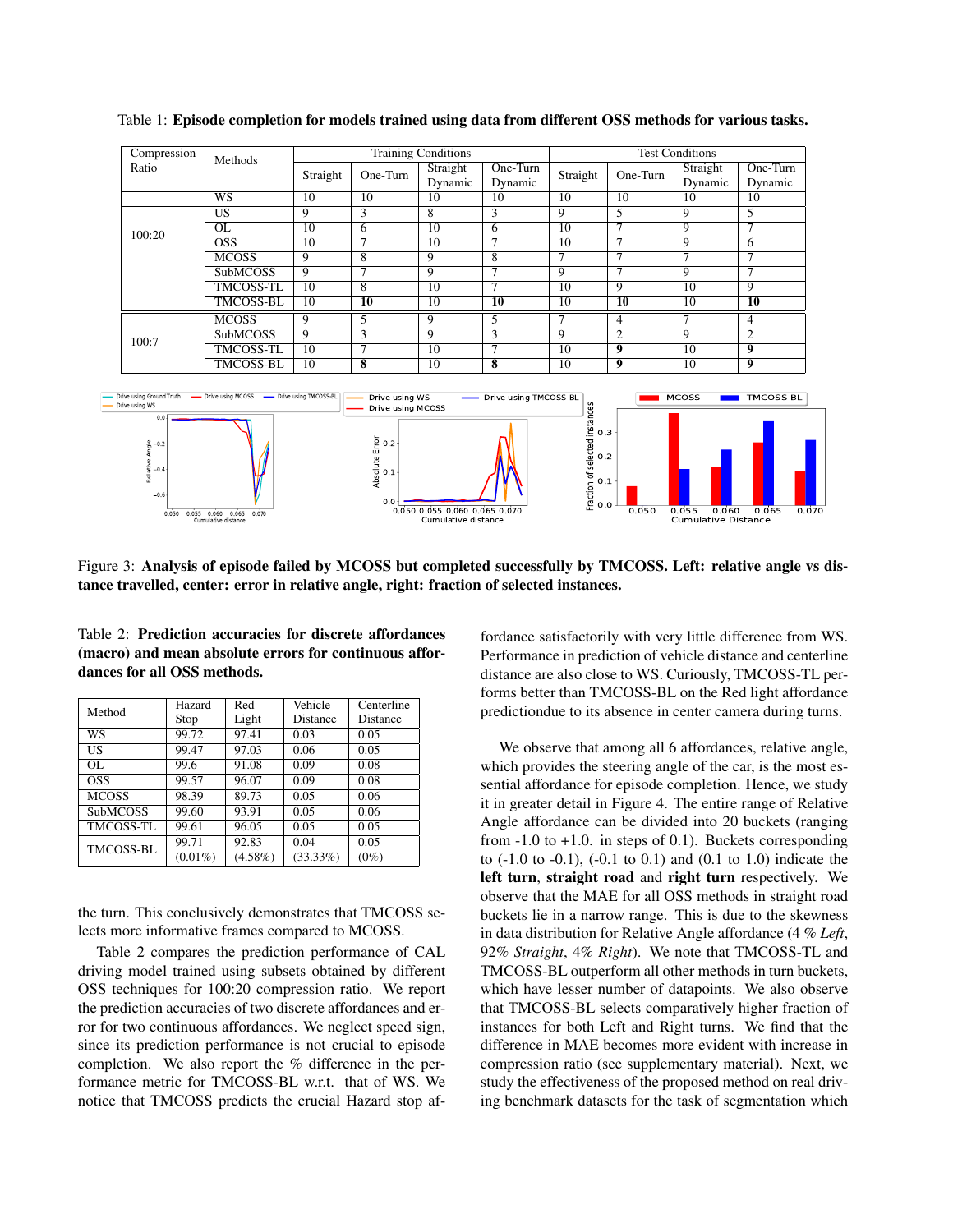Table 1: **Episode completion for models trained using data from different OSS methods for various tasks.**

| Compression Ratio | Methods | Training Conditions | | | | Test Conditions | | | |
|---|---|---|---|---|---|---|---|---|---|
| | | Straight | One-Turn | Straight Dynamic | One-Turn Dynamic | Straight | One-Turn | Straight Dynamic | One-Turn Dynamic |
| | WS | 10 | 10 | 10 | 10 | 10 | 10 | 10 | 10 |
| 100:20 | US | 9 | 3 | 8 | 3 | 9 | 5 | 9 | 5 |
| | OL | 10 | 6 | 10 | 6 | 10 | 7 | 9 | 7 |
| | OSS | 10 | 7 | 10 | 7 | 10 | 7 | 9 | 6 |
| | MCOSS | 9 | 8 | 9 | 8 | 7 | 7 | 7 | 7 |
| | SubMCOSS | 9 | 7 | 9 | 7 | 9 | 7 | 9 | 7 |
| | TMCOSS-TL | 10 | 8 | 10 | 7 | 10 | 9 | 10 | 9 |
| | TMCOSS-BL | 10 | **10** | 10 | **10** | 10 | **10** | 10 | **10** |
| 100:7 | MCOSS | 9 | 5 | 9 | 5 | 7 | 4 | 7 | 4 |
| | SubMCOSS | 9 | 3 | 9 | 3 | 9 | 2 | 9 | 2 |
| | TMCOSS-TL | 10 | 7 | 10 | 7 | 10 | **9** | 10 | **9** |
| | TMCOSS-BL | 10 | **8** | 10 | **8** | 10 | **9** | 10 | **9** |

Figure 3: **Analysis of episode failed by MCOSS but completed successfully by TMCOSS. Left: relative angle vs distance travelled, center: error in relative angle, right: fraction of selected instances.**

Table 2: **Prediction accuracies for discrete affordances (macro) and mean absolute errors for continuous affordances for all OSS methods.**

| Method | Hazard Stop | Red Light | Vehicle Distance | Centerline Distance |
|---|---|---|---|---|
| WS | 99.72 | 97.41 | 0.03 | 0.05 |
| US | 99.47 | 97.03 | 0.06 | 0.05 |
| OL | 99.6 | 91.08 | 0.09 | 0.08 |
| OSS | 99.57 | 96.07 | 0.09 | 0.08 |
| MCOSS | 98.39 | 89.73 | 0.05 | 0.06 |
| SubMCOSS | 99.60 | 93.91 | 0.05 | 0.06 |
| TMCOSS-TL | 99.61 | 96.05 | 0.05 | 0.05 |
| TMCOSS-BL | 99.71 (0.01%) | 92.83 (4.58%) | 0.04 (33.33%) | 0.05 (0%) |

the turn. This conclusively demonstrates that TMCOSS selects more informative frames compared to MCOSS.

Table 2 compares the prediction performance of CAL driving model trained using subsets obtained by different OSS techniques for 100:20 compression ratio. We report the prediction accuracies of two discrete affordances and error for two continuous affordances. We neglect speed sign, since its prediction performance is not crucial to episode completion. We also report the % difference in the performance metric for TMCOSS-BL w.r.t. that of WS. We notice that TMCOSS predicts the crucial Hazard stop affordance satisfactorily with very little difference from WS. Performance in prediction of vehicle distance and centerline distance are also close to WS. Curiously, TMCOSS-TL performs better than TMCOSS-BL on the Red light affordance predictiondue to its absence in center camera during turns.

We observe that among all 6 affordances, relative angle, which provides the steering angle of the car, is the most essential affordance for episode completion. Hence, we study it in greater detail in Figure 4. The entire range of Relative Angle affordance can be divided into 20 buckets (ranging from -1.0 to +1.0. in steps of 0.1). Buckets corresponding to (-1.0 to -0.1), (-0.1 to 0.1) and (0.1 to 1.0) indicate the **left turn**, **straight road** and **right turn** respectively. We observe that the MAE for all OSS methods in straight road buckets lie in a narrow range. This is due to the skewness in data distribution for Relative Angle affordance (4 % *Left*, 92% *Straight*, 4% *Right*). We note that TMCOSS-TL and TMCOSS-BL outperform all other methods in turn buckets, which have lesser number of datapoints. We also observe that TMCOSS-BL selects comparatively higher fraction of instances for both Left and Right turns. We find that the difference in MAE becomes more evident with increase in compression ratio (see supplementary material). Next, we study the effectiveness of the proposed method on real driving benchmark datasets for the task of segmentation which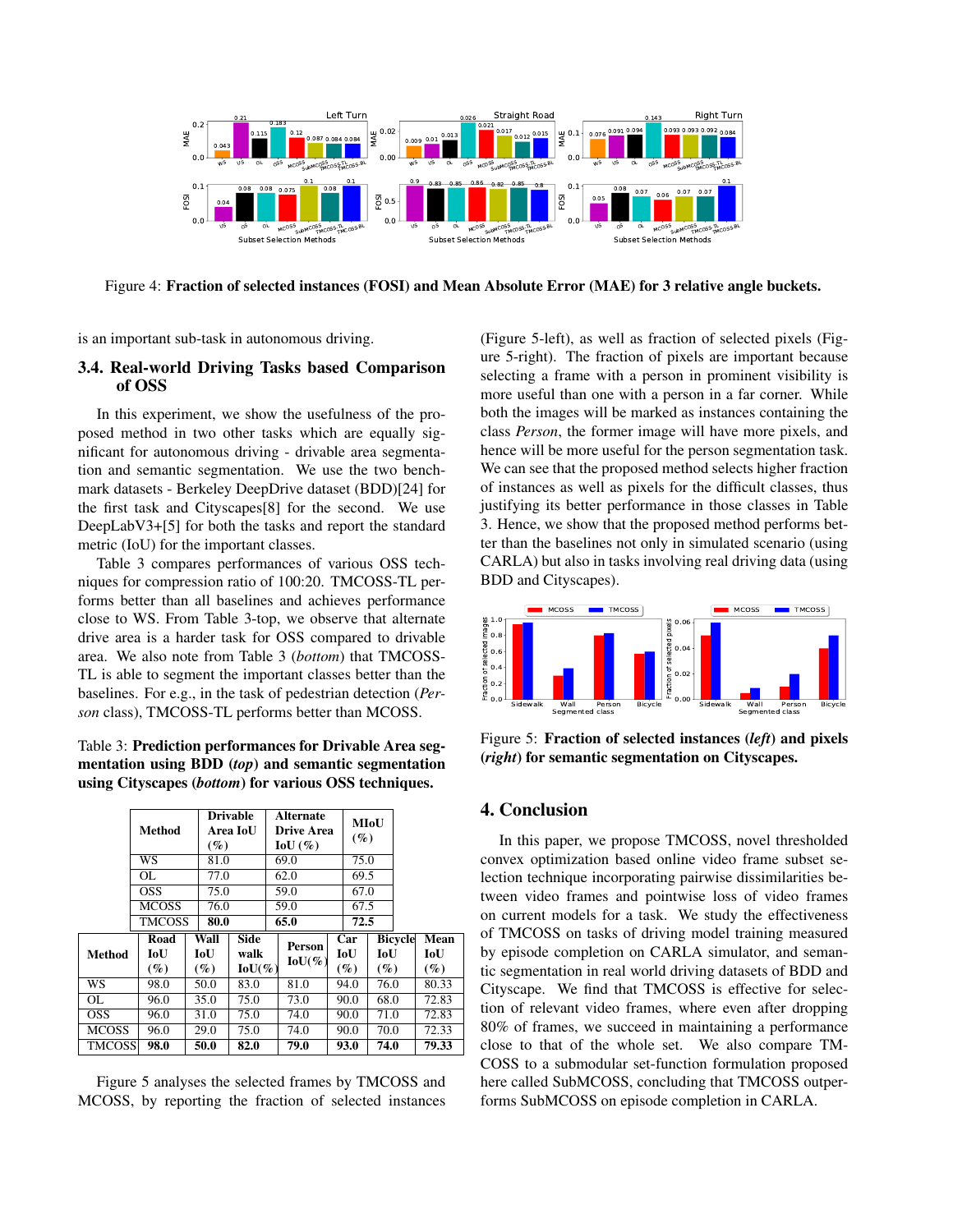Figure 4: **Fraction of selected instances (FOSI) and Mean Absolute Error (MAE) for 3 relative angle buckets.**

is an important sub-task in autonomous driving.

### 3.4. Real-world Driving Tasks based Comparison of OSS

In this experiment, we show the usefulness of the proposed method in two other tasks which are equally significant for autonomous driving - drivable area segmentation and semantic segmentation. We use the two benchmark datasets - Berkeley DeepDrive dataset (BDD)[24] for the first task and Cityscapes[8] for the second. We use DeepLabV3+[5] for both the tasks and report the standard metric (IoU) for the important classes.

Table 3 compares performances of various OSS techniques for compression ratio of 100:20. TMCOSS-TL performs better than all baselines and achieves performance close to WS. From Table 3-top, we observe that alternate drive area is a harder task for OSS compared to drivable area. We also note from Table 3 (*bottom*) that TMCOSS-TL is able to segment the important classes better than the baselines. For e.g., in the task of pedestrian detection (*Person* class), TMCOSS-TL performs better than MCOSS.

Table 3: **Prediction performances for Drivable Area segmentation using BDD (*top*) and semantic segmentation using Cityscapes (*bottom*) for various OSS techniques.**

| Method | Drivable Area IoU (%) | Alternate Drive Area IoU (%) | MIoU (%) |
|---|---|---|---|
| WS | 81.0 | 69.0 | 75.0 |
| OL | 77.0 | 62.0 | 69.5 |
| OSS | 75.0 | 59.0 | 67.0 |
| MCOSS | 76.0 | 59.0 | 67.5 |
| TMCOSS | **80.0** | **65.0** | **72.5** |

| Method | Road IoU (%) | Wall IoU (%) | Side walk IoU(%) | Person IoU(%) | Car IoU (%) | Bicycle IoU (%) | Mean IoU (%) |
|---|---|---|---|---|---|---|---|
| WS | 98.0 | 50.0 | 83.0 | 81.0 | 94.0 | 76.0 | 80.33 |
| OL | 96.0 | 35.0 | 75.0 | 73.0 | 90.0 | 68.0 | 72.83 |
| OSS | 96.0 | 31.0 | 75.0 | 74.0 | 90.0 | 71.0 | 72.83 |
| MCOSS | 96.0 | 29.0 | 75.0 | 74.0 | 90.0 | 70.0 | 72.33 |
| TMCOSS | **98.0** | **50.0** | **82.0** | **79.0** | **93.0** | **74.0** | **79.33** |

Figure 5 analyses the selected frames by TMCOSS and MCOSS, by reporting the fraction of selected instances (Figure 5-left), as well as fraction of selected pixels (Figure 5-right). The fraction of pixels are important because selecting a frame with a person in prominent visibility is more useful than one with a person in a far corner. While both the images will be marked as instances containing the class *Person*, the former image will have more pixels, and hence will be more useful for the person segmentation task. We can see that the proposed method selects higher fraction of instances as well as pixels for the difficult classes, thus justifying its better performance in those classes in Table 3. Hence, we show that the proposed method performs better than the baselines not only in simulated scenario (using CARLA) but also in tasks involving real driving data (using BDD and Cityscapes).

Figure 5: **Fraction of selected instances (*left*) and pixels (*right*) for semantic segmentation on Cityscapes.**

## 4. Conclusion

In this paper, we propose TMCOSS, novel thresholded convex optimization based online video frame subset selection technique incorporating pairwise dissimilarities between video frames and pointwise loss of video frames on current models for a task. We study the effectiveness of TMCOSS on tasks of driving model training measured by episode completion on CARLA simulator, and semantic segmentation in real world driving datasets of BDD and Cityscape. We find that TMCOSS is effective for selection of relevant video frames, where even after dropping 80% of frames, we succeed in maintaining a performance close to that of the whole set. We also compare TMCOSS to a submodular set-function formulation proposed here called SubMCOSS, concluding that TMCOSS outperforms SubMCOSS on episode completion in CARLA.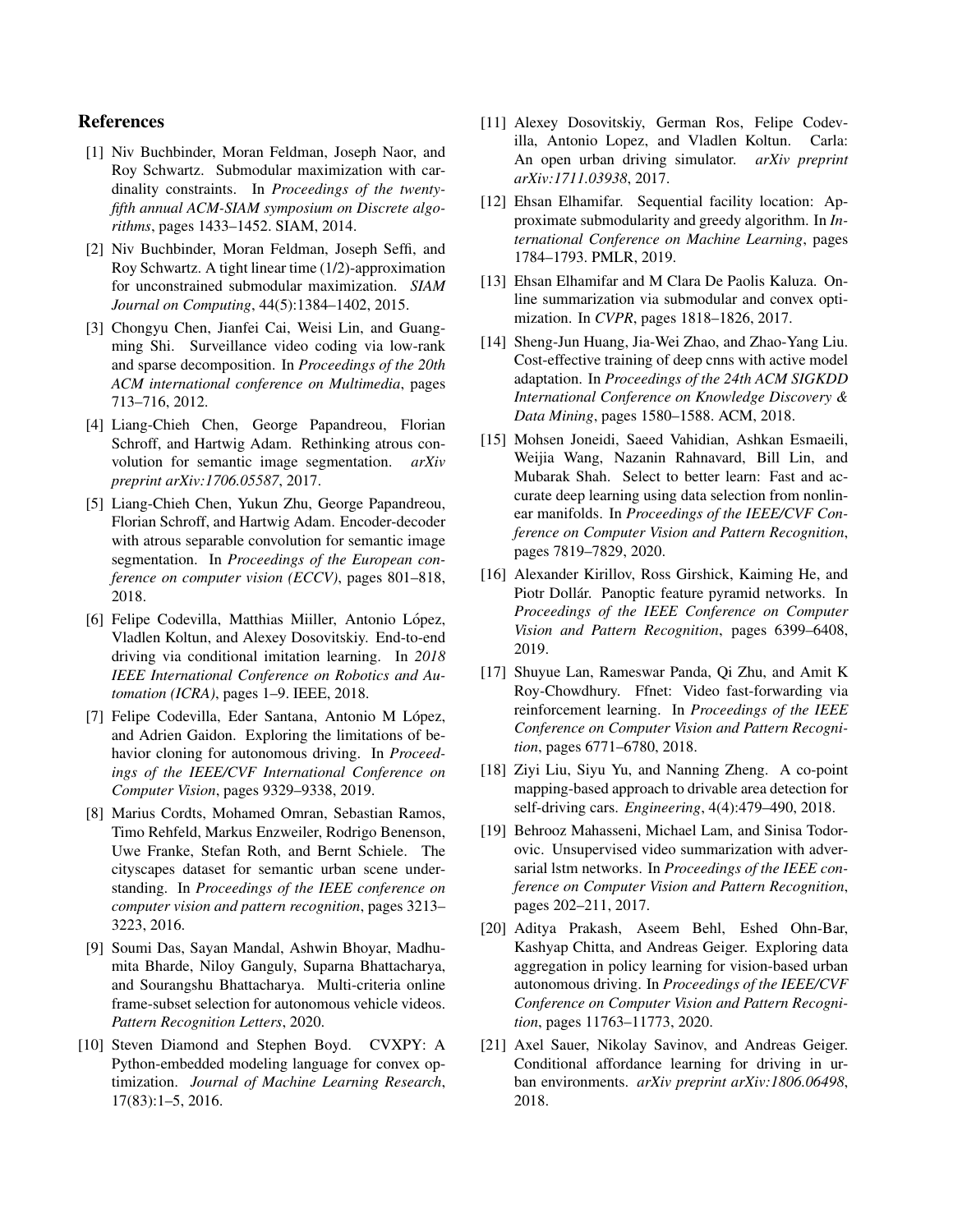## References

[1] Niv Buchbinder, Moran Feldman, Joseph Naor, and Roy Schwartz. Submodular maximization with cardinality constraints. In *Proceedings of the twenty-fifth annual ACM-SIAM symposium on Discrete algorithms*, pages 1433–1452. SIAM, 2014.

[2] Niv Buchbinder, Moran Feldman, Joseph Seffi, and Roy Schwartz. A tight linear time (1/2)-approximation for unconstrained submodular maximization. *SIAM Journal on Computing*, 44(5):1384–1402, 2015.

[3] Chongyu Chen, Jianfei Cai, Weisi Lin, and Guangming Shi. Surveillance video coding via low-rank and sparse decomposition. In *Proceedings of the 20th ACM international conference on Multimedia*, pages 713–716, 2012.

[4] Liang-Chieh Chen, George Papandreou, Florian Schroff, and Hartwig Adam. Rethinking atrous convolution for semantic image segmentation. *arXiv preprint arXiv:1706.05587*, 2017.

[5] Liang-Chieh Chen, Yukun Zhu, George Papandreou, Florian Schroff, and Hartwig Adam. Encoder-decoder with atrous separable convolution for semantic image segmentation. In *Proceedings of the European conference on computer vision (ECCV)*, pages 801–818, 2018.

[6] Felipe Codevilla, Matthias Miiller, Antonio López, Vladlen Koltun, and Alexey Dosovitskiy. End-to-end driving via conditional imitation learning. In *2018 IEEE International Conference on Robotics and Automation (ICRA)*, pages 1–9. IEEE, 2018.

[7] Felipe Codevilla, Eder Santana, Antonio M López, and Adrien Gaidon. Exploring the limitations of behavior cloning for autonomous driving. In *Proceedings of the IEEE/CVF International Conference on Computer Vision*, pages 9329–9338, 2019.

[8] Marius Cordts, Mohamed Omran, Sebastian Ramos, Timo Rehfeld, Markus Enzweiler, Rodrigo Benenson, Uwe Franke, Stefan Roth, and Bernt Schiele. The cityscapes dataset for semantic urban scene understanding. In *Proceedings of the IEEE conference on computer vision and pattern recognition*, pages 3213–3223, 2016.

[9] Soumi Das, Sayan Mandal, Ashwin Bhoyar, Madhumita Bharde, Niloy Ganguly, Suparna Bhattacharya, and Sourangshu Bhattacharya. Multi-criteria online frame-subset selection for autonomous vehicle videos. *Pattern Recognition Letters*, 2020.

[10] Steven Diamond and Stephen Boyd. CVXPY: A Python-embedded modeling language for convex optimization. *Journal of Machine Learning Research*, 17(83):1–5, 2016.

[11] Alexey Dosovitskiy, German Ros, Felipe Codevilla, Antonio Lopez, and Vladlen Koltun. Carla: An open urban driving simulator. *arXiv preprint arXiv:1711.03938*, 2017.

[12] Ehsan Elhamifar. Sequential facility location: Approximate submodularity and greedy algorithm. In *International Conference on Machine Learning*, pages 1784–1793. PMLR, 2019.

[13] Ehsan Elhamifar and M Clara De Paolis Kaluza. Online summarization via submodular and convex optimization. In *CVPR*, pages 1818–1826, 2017.

[14] Sheng-Jun Huang, Jia-Wei Zhao, and Zhao-Yang Liu. Cost-effective training of deep cnns with active model adaptation. In *Proceedings of the 24th ACM SIGKDD International Conference on Knowledge Discovery & Data Mining*, pages 1580–1588. ACM, 2018.

[15] Mohsen Joneidi, Saeed Vahidian, Ashkan Esmaeili, Weijia Wang, Nazanin Rahnavard, Bill Lin, and Mubarak Shah. Select to better learn: Fast and accurate deep learning using data selection from nonlinear manifolds. In *Proceedings of the IEEE/CVF Conference on Computer Vision and Pattern Recognition*, pages 7819–7829, 2020.

[16] Alexander Kirillov, Ross Girshick, Kaiming He, and Piotr Dollár. Panoptic feature pyramid networks. In *Proceedings of the IEEE Conference on Computer Vision and Pattern Recognition*, pages 6399–6408, 2019.

[17] Shuyue Lan, Rameswar Panda, Qi Zhu, and Amit K Roy-Chowdhury. Ffnet: Video fast-forwarding via reinforcement learning. In *Proceedings of the IEEE Conference on Computer Vision and Pattern Recognition*, pages 6771–6780, 2018.

[18] Ziyi Liu, Siyu Yu, and Nanning Zheng. A co-point mapping-based approach to drivable area detection for self-driving cars. *Engineering*, 4(4):479–490, 2018.

[19] Behrooz Mahasseni, Michael Lam, and Sinisa Todorovic. Unsupervised video summarization with adversarial lstm networks. In *Proceedings of the IEEE conference on Computer Vision and Pattern Recognition*, pages 202–211, 2017.

[20] Aditya Prakash, Aseem Behl, Eshed Ohn-Bar, Kashyap Chitta, and Andreas Geiger. Exploring data aggregation in policy learning for vision-based urban autonomous driving. In *Proceedings of the IEEE/CVF Conference on Computer Vision and Pattern Recognition*, pages 11763–11773, 2020.

[21] Axel Sauer, Nikolay Savinov, and Andreas Geiger. Conditional affordance learning for driving in urban environments. *arXiv preprint arXiv:1806.06498*, 2018.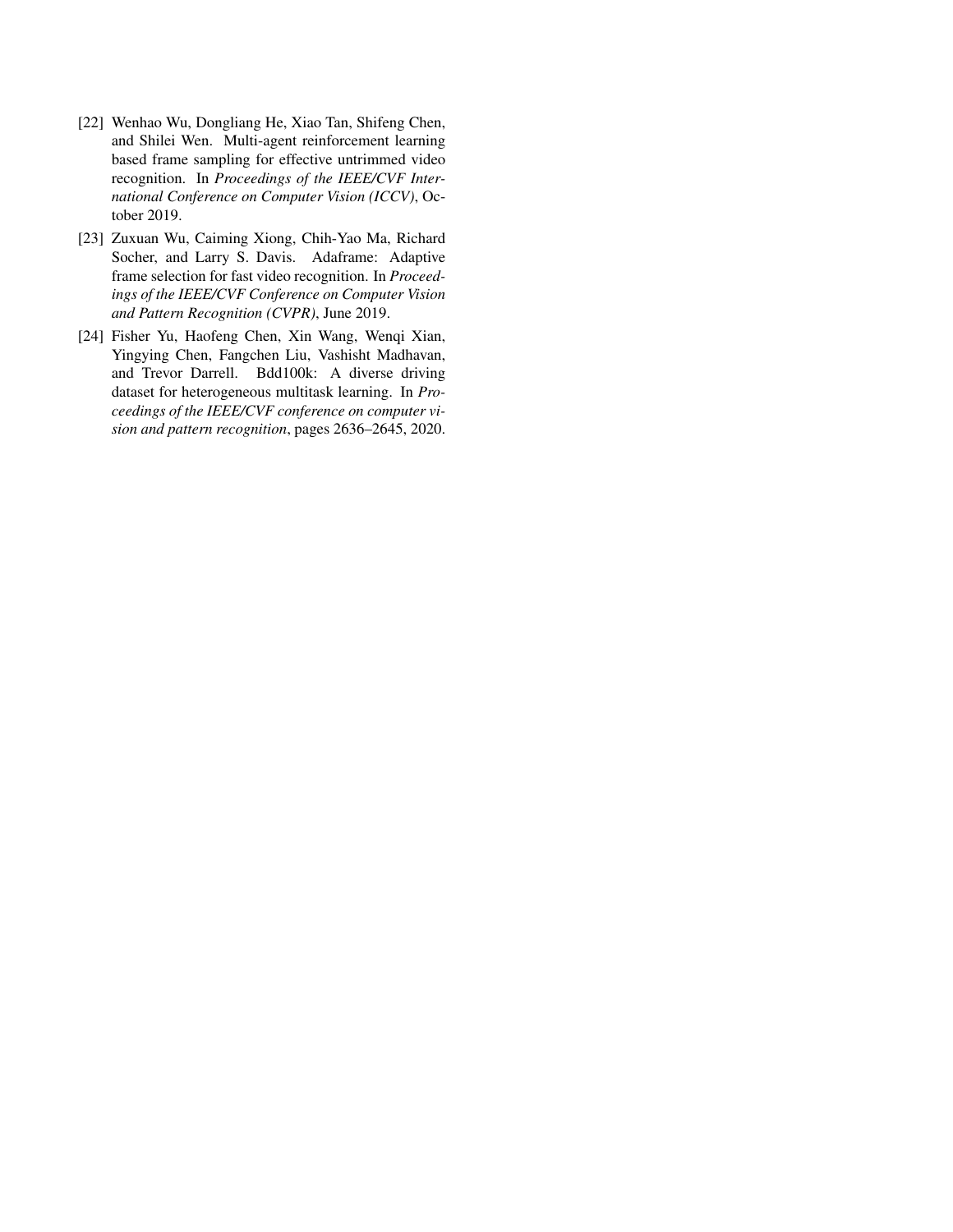[22] Wenhao Wu, Dongliang He, Xiao Tan, Shifeng Chen, and Shilei Wen. Multi-agent reinforcement learning based frame sampling for effective untrimmed video recognition. In *Proceedings of the IEEE/CVF International Conference on Computer Vision (ICCV)*, October 2019.

[23] Zuxuan Wu, Caiming Xiong, Chih-Yao Ma, Richard Socher, and Larry S. Davis. Adaframe: Adaptive frame selection for fast video recognition. In *Proceedings of the IEEE/CVF Conference on Computer Vision and Pattern Recognition (CVPR)*, June 2019.

[24] Fisher Yu, Haofeng Chen, Xin Wang, Wenqi Xian, Yingying Chen, Fangchen Liu, Vashisht Madhavan, and Trevor Darrell. Bdd100k: A diverse driving dataset for heterogeneous multitask learning. In *Proceedings of the IEEE/CVF conference on computer vision and pattern recognition*, pages 2636–2645, 2020.